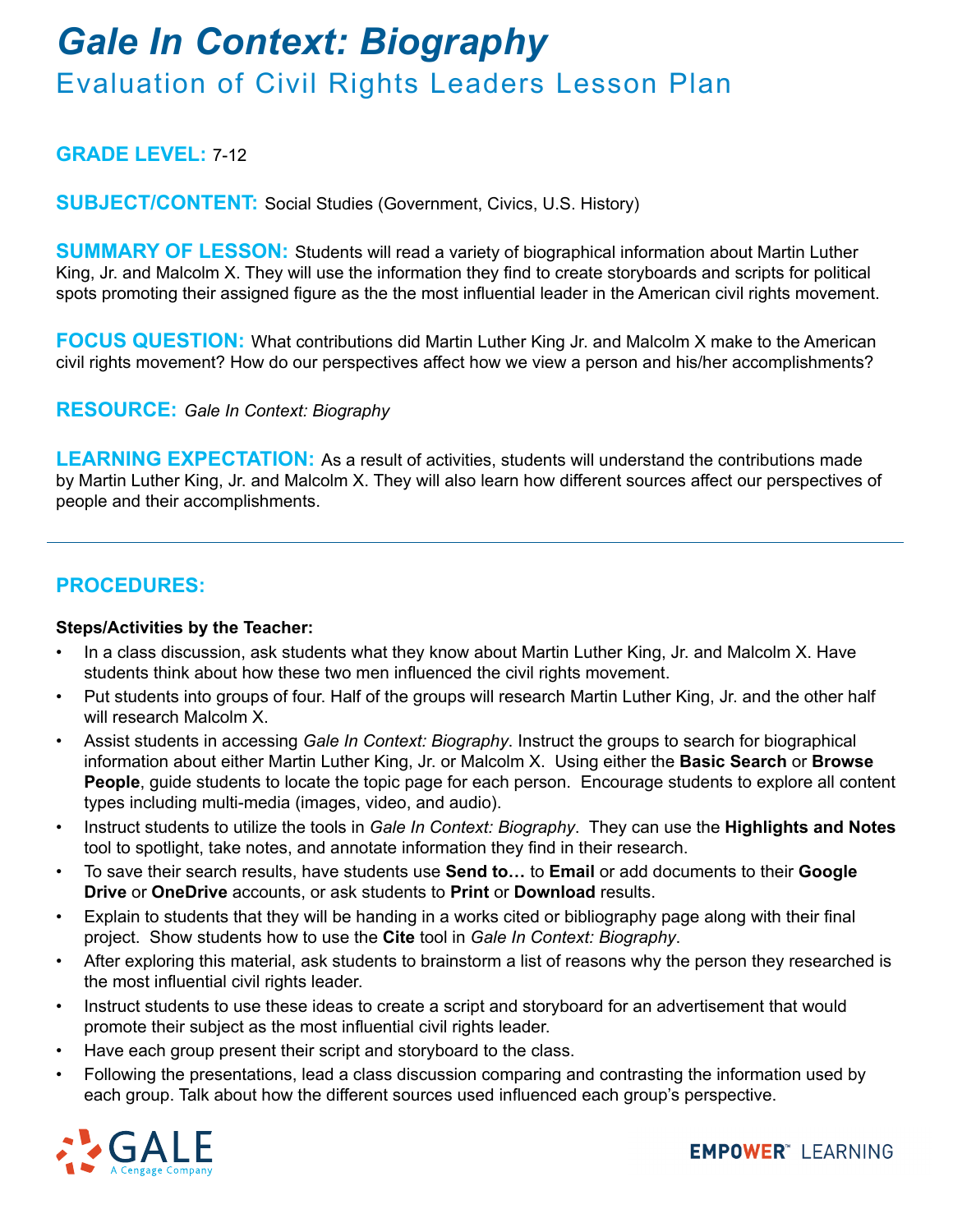# *Gale In Context: Biography*

## Evaluation of Civil Rights Leaders Lesson Plan

**GRADE LEVEL:** 7-12

**SUBJECT/CONTENT:** Social Studies (Government, Civics, U.S. History)

**SUMMARY OF LESSON:** Students will read a variety of biographical information about Martin Luther King, Jr. and Malcolm X. They will use the information they find to create storyboards and scripts for political spots promoting their assigned figure as the the most influential leader in the American civil rights movement.

**FOCUS QUESTION:** What contributions did Martin Luther King Jr. and Malcolm X make to the American civil rights movement? How do our perspectives affect how we view a person and his/her accomplishments?

**RESOURCE:** *Gale In Context: Biography*

**LEARNING EXPECTATION:** As a result of activities, students will understand the contributions made by Martin Luther King, Jr. and Malcolm X. They will also learn how different sources affect our perspectives of people and their accomplishments.

---

## PROCEDURES:

**Steps/Activities by the Teacher:**

- In a class discussion, ask students what they know about Martin Luther King, Jr. and Malcolm X. Have students think about how these two men influenced the civil rights movement.
- Put students into groups of four. Half of the groups will research Martin Luther King, Jr. and the other half will research Malcolm X.
- Assist students in accessing *Gale In Context: Biography*. Instruct the groups to search for biographical information about either Martin Luther King, Jr. or Malcolm X. Using either the **Basic Search** or **Browse People**, guide students to locate the topic page for each person. Encourage students to explore all content types including multi-media (images, video, and audio).
- Instruct students to utilize the tools in *Gale In Context: Biography*. They can use the **Highlights and Notes** tool to spotlight, take notes, and annotate information they find in their research.
- To save their search results, have students use **Send to…** to **Email** or add documents to their **Google Drive** or **OneDrive** accounts, or ask students to **Print** or **Download** results.
- Explain to students that they will be handing in a works cited or bibliography page along with their final project. Show students how to use the **Cite** tool in *Gale In Context: Biography*.
- After exploring this material, ask students to brainstorm a list of reasons why the person they researched is the most influential civil rights leader.
- Instruct students to use these ideas to create a script and storyboard for an advertisement that would promote their subject as the most influential civil rights leader.
- Have each group present their script and storyboard to the class.
- Following the presentations, lead a class discussion comparing and contrasting the information used by each group. Talk about how the different sources used influenced each group's perspective.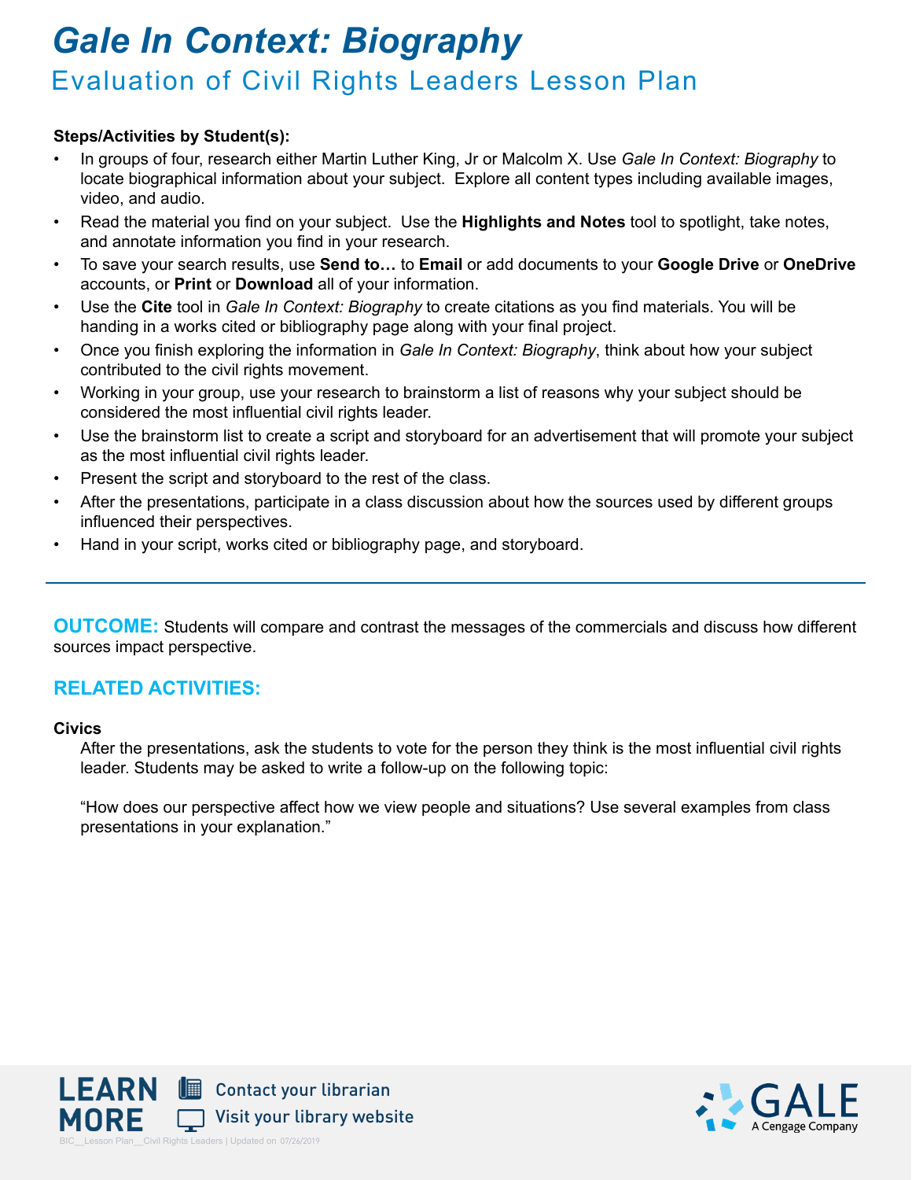# *Gale In Context: Biography*

## Evaluation of Civil Rights Leaders Lesson Plan

**Steps/Activities by Student(s):**

- In groups of four, research either Martin Luther King, Jr or Malcolm X. Use *Gale In Context: Biography* to locate biographical information about your subject. Explore all content types including available images, video, and audio.
- Read the material you find on your subject. Use the **Highlights and Notes** tool to spotlight, take notes, and annotate information you find in your research.
- To save your search results, use **Send to…** to **Email** or add documents to your **Google Drive** or **OneDrive** accounts, or **Print** or **Download** all of your information.
- Use the **Cite** tool in *Gale In Context: Biography* to create citations as you find materials. You will be handing in a works cited or bibliography page along with your final project.
- Once you finish exploring the information in *Gale In Context: Biography*, think about how your subject contributed to the civil rights movement.
- Working in your group, use your research to brainstorm a list of reasons why your subject should be considered the most influential civil rights leader.
- Use the brainstorm list to create a script and storyboard for an advertisement that will promote your subject as the most influential civil rights leader.
- Present the script and storyboard to the rest of the class.
- After the presentations, participate in a class discussion about how the sources used by different groups influenced their perspectives.
- Hand in your script, works cited or bibliography page, and storyboard.

---

**OUTCOME:** Students will compare and contrast the messages of the commercials and discuss how different sources impact perspective.

### RELATED ACTIVITIES:

**Civics**

After the presentations, ask the students to vote for the person they think is the most influential civil rights leader. Students may be asked to write a follow-up on the following topic:

"How does our perspective affect how we view people and situations? Use several examples from class presentations in your explanation."

**LEARN MORE**

Contact your librarian

Visit your library website

BIC__Lesson Plan__Civil Rights Leaders | Updated on 07/26/2019

GALE A Cengage Company